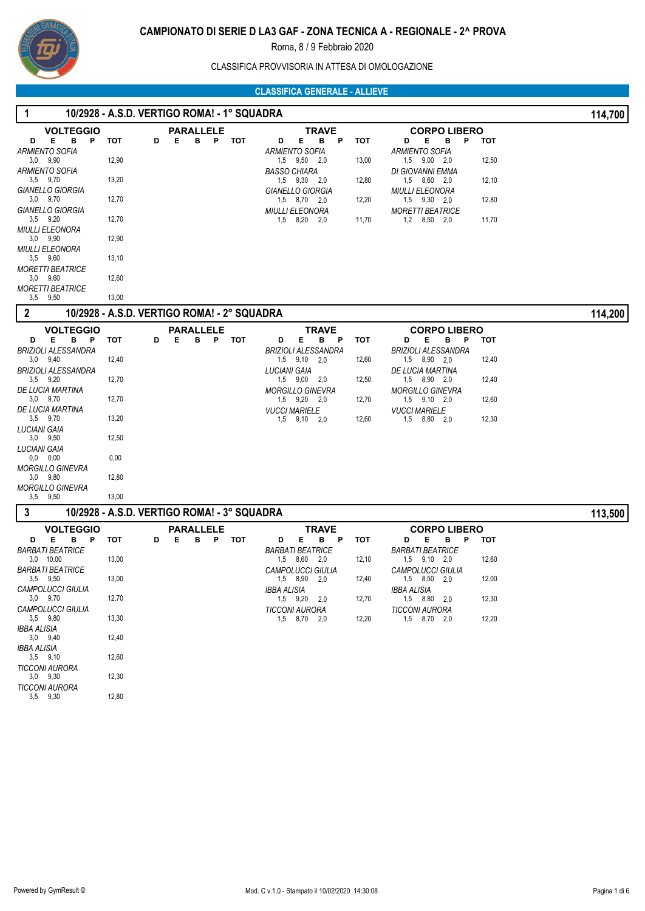# CAMPIONATO DI SERIE D LA3 GAF - ZONA TECNICA A - REGIONALE - 2^ PROVA

Roma, 8 / 9 Febbraio 2020

CLASSIFICA PROVVISORIA IN ATTESA DI OMOLOGAZIONE

## CLASSIFICA GENERALE - ALLIEVE

### 1 — 10/2928 - A.S.D. VERTIGO ROMA! - 1° SQUADRA — 114,700

**VOLTEGGIO**

| Ginnasta | D | E | B | P | TOT |
|---|---|---|---|---|---|
| *ARMIENTO SOFIA* | 3,0 | 9,90 | | | 12,90 |
| *ARMIENTO SOFIA* | 3,5 | 9,70 | | | 13,20 |
| *GIANELLO GIORGIA* | 3,0 | 9,70 | | | 12,70 |
| *GIANELLO GIORGIA* | 3,5 | 9,20 | | | 12,70 |
| *MIULLI ELEONORA* | 3,0 | 9,90 | | | 12,90 |
| *MIULLI ELEONORA* | 3,5 | 9,60 | | | 13,10 |
| *MORETTI BEATRICE* | 3,0 | 9,60 | | | 12,60 |
| *MORETTI BEATRICE* | 3,5 | 9,50 | | | 13,00 |

**PARALLELE**

| D | E | B | P | TOT |
|---|---|---|---|---|

**TRAVE**

| Ginnasta | D | E | B | P | TOT |
|---|---|---|---|---|---|
| *ARMIENTO SOFIA* | 1,5 | 9,50 | 2,0 | | 13,00 |
| *BASSO CHIARA* | 1,5 | 9,30 | 2,0 | | 12,80 |
| *GIANELLO GIORGIA* | 1,5 | 8,70 | 2,0 | | 12,20 |
| *MIULLI ELEONORA* | 1,5 | 8,20 | 2,0 | | 11,70 |

**CORPO LIBERO**

| Ginnasta | D | E | B | P | TOT |
|---|---|---|---|---|---|
| *ARMIENTO SOFIA* | 1,5 | 9,00 | 2,0 | | 12,50 |
| *DI GIOVANNI EMMA* | 1,5 | 8,60 | 2,0 | | 12,10 |
| *MIULLI ELEONORA* | 1,5 | 9,30 | 2,0 | | 12,80 |
| *MORETTI BEATRICE* | 1,2 | 8,50 | 2,0 | | 11,70 |

### 2 — 10/2928 - A.S.D. VERTIGO ROMA! - 2° SQUADRA — 114,200

**VOLTEGGIO**

| Ginnasta | D | E | B | P | TOT |
|---|---|---|---|---|---|
| *BRIZIOLI ALESSANDRA* | 3,0 | 9,40 | | | 12,40 |
| *BRIZIOLI ALESSANDRA* | 3,5 | 9,20 | | | 12,70 |
| *DE LUCIA MARTINA* | 3,0 | 9,70 | | | 12,70 |
| *DE LUCIA MARTINA* | 3,5 | 9,70 | | | 13,20 |
| *LUCIANI GAIA* | 3,0 | 9,50 | | | 12,50 |
| *LUCIANI GAIA* | 0,0 | 0,00 | | | 0,00 |
| *MORGILLO GINEVRA* | 3,0 | 9,80 | | | 12,80 |
| *MORGILLO GINEVRA* | 3,5 | 9,50 | | | 13,00 |

**PARALLELE**

| D | E | B | P | TOT |
|---|---|---|---|---|

**TRAVE**

| Ginnasta | D | E | B | P | TOT |
|---|---|---|---|---|---|
| *BRIZIOLI ALESSANDRA* | 1,5 | 9,10 | 2,0 | | 12,60 |
| *LUCIANI GAIA* | 1,5 | 9,00 | 2,0 | | 12,50 |
| *MORGILLO GINEVRA* | 1,5 | 9,20 | 2,0 | | 12,70 |
| *VUCCI MARIELE* | 1,5 | 9,10 | 2,0 | | 12,60 |

**CORPO LIBERO**

| Ginnasta | D | E | B | P | TOT |
|---|---|---|---|---|---|
| *BRIZIOLI ALESSANDRA* | 1,5 | 8,90 | 2,0 | | 12,40 |
| *DE LUCIA MARTINA* | 1,5 | 8,90 | 2,0 | | 12,40 |
| *MORGILLO GINEVRA* | 1,5 | 9,10 | 2,0 | | 12,60 |
| *VUCCI MARIELE* | 1,5 | 8,80 | 2,0 | | 12,30 |

### 3 — 10/2928 - A.S.D. VERTIGO ROMA! - 3° SQUADRA — 113,500

**VOLTEGGIO**

| Ginnasta | D | E | B | P | TOT |
|---|---|---|---|---|---|
| *BARBATI BEATRICE* | 3,0 | 10,00 | | | 13,00 |
| *BARBATI BEATRICE* | 3,5 | 9,50 | | | 13,00 |
| *CAMPOLUCCI GIULIA* | 3,0 | 9,70 | | | 12,70 |
| *CAMPOLUCCI GIULIA* | 3,5 | 9,80 | | | 13,30 |
| *IBBA ALISIA* | 3,0 | 9,40 | | | 12,40 |
| *IBBA ALISIA* | 3,5 | 9,10 | | | 12,60 |
| *TICCONI AURORA* | 3,0 | 9,30 | | | 12,30 |
| *TICCONI AURORA* | 3,5 | 9,30 | | | 12,80 |

**PARALLELE**

| D | E | B | P | TOT |
|---|---|---|---|---|

**TRAVE**

| Ginnasta | D | E | B | P | TOT |
|---|---|---|---|---|---|
| *BARBATI BEATRICE* | 1,5 | 8,60 | 2,0 | | 12,10 |
| *CAMPOLUCCI GIULIA* | 1,5 | 8,90 | 2,0 | | 12,40 |
| *IBBA ALISIA* | 1,5 | 9,20 | 2,0 | | 12,70 |
| *TICCONI AURORA* | 1,5 | 8,70 | 2,0 | | 12,20 |

**CORPO LIBERO**

| Ginnasta | D | E | B | P | TOT |
|---|---|---|---|---|---|
| *BARBATI BEATRICE* | 1,5 | 9,10 | 2,0 | | 12,60 |
| *CAMPOLUCCI GIULIA* | 1,5 | 8,50 | 2,0 | | 12,00 |
| *IBBA ALISIA* | 1,5 | 8,80 | 2,0 | | 12,30 |
| *TICCONI AURORA* | 1,5 | 8,70 | 2,0 | | 12,20 |

Powered by GymResult © — Mod. C v.1.0 - Stampato il 10/02/2020 14:30:08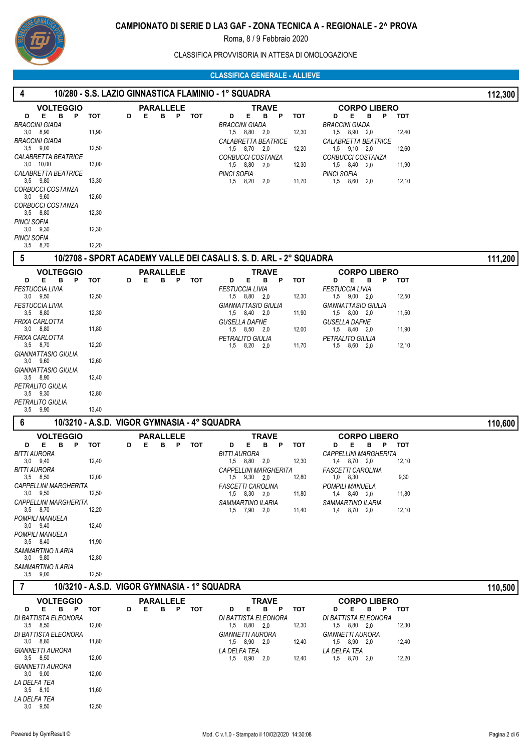# CAMPIONATO DI SERIE D LA3 GAF - ZONA TECNICA A - REGIONALE - 2^ PROVA

Roma, 8 / 9 Febbraio 2020

CLASSIFICA PROVVISORIA IN ATTESA DI OMOLOGAZIONE

## CLASSIFICA GENERALE - ALLIEVE

### 4 — 10/280 - S.S. LAZIO GINNASTICA FLAMINIO - 1° SQUADRA — 112,300

**VOLTEGGIO**

| Atleta | D | E | B | P | TOT |
|---|---|---|---|---|---|
| BRACCINI GIADA | 3,0 | 8,90 | | | 11,90 |
| BRACCINI GIADA | 3,5 | 9,00 | | | 12,50 |
| CALABRETTA BEATRICE | 3,0 | 10,00 | | | 13,00 |
| CALABRETTA BEATRICE | 3,5 | 9,80 | | | 13,30 |
| CORBUCCI COSTANZA | 3,0 | 9,60 | | | 12,60 |
| CORBUCCI COSTANZA | 3,5 | 8,80 | | | 12,30 |
| PINCI SOFIA | 3,0 | 9,30 | | | 12,30 |
| PINCI SOFIA | 3,5 | 8,70 | | | 12,20 |

**PARALLELE**

| D | E | B | P | TOT |
|---|---|---|---|---|

**TRAVE**

| Atleta | D | E | B | P | TOT |
|---|---|---|---|---|---|
| BRACCINI GIADA | 1,5 | 8,80 | 2,0 | | 12,30 |
| CALABRETTA BEATRICE | 1,5 | 8,70 | 2,0 | | 12,20 |
| CORBUCCI COSTANZA | 1,5 | 8,80 | 2,0 | | 12,30 |
| PINCI SOFIA | 1,5 | 8,20 | 2,0 | | 11,70 |

**CORPO LIBERO**

| Atleta | D | E | B | P | TOT |
|---|---|---|---|---|---|
| BRACCINI GIADA | 1,5 | 8,90 | 2,0 | | 12,40 |
| CALABRETTA BEATRICE | 1,5 | 9,10 | 2,0 | | 12,60 |
| CORBUCCI COSTANZA | 1,5 | 8,40 | 2,0 | | 11,90 |
| PINCI SOFIA | 1,5 | 8,60 | 2,0 | | 12,10 |

### 5 — 10/2708 - SPORT ACADEMY VALLE DEI CASALI S. S. D. ARL - 2° SQUADRA — 111,200

**VOLTEGGIO**

| Atleta | D | E | B | P | TOT |
|---|---|---|---|---|---|
| FESTUCCIA LIVIA | 3,0 | 9,50 | | | 12,50 |
| FESTUCCIA LIVIA | 3,5 | 8,80 | | | 12,30 |
| FRIXA CARLOTTA | 3,0 | 8,80 | | | 11,80 |
| FRIXA CARLOTTA | 3,5 | 8,70 | | | 12,20 |
| GIANNATTASIO GIULIA | 3,0 | 9,60 | | | 12,60 |
| GIANNATTASIO GIULIA | 3,5 | 8,90 | | | 12,40 |
| PETRALITO GIULIA | 3,5 | 9,30 | | | 12,80 |
| PETRALITO GIULIA | 3,5 | 9,90 | | | 13,40 |

**PARALLELE**

| D | E | B | P | TOT |
|---|---|---|---|---|

**TRAVE**

| Atleta | D | E | B | P | TOT |
|---|---|---|---|---|---|
| FESTUCCIA LIVIA | 1,5 | 8,80 | 2,0 | | 12,30 |
| GIANNATTASIO GIULIA | 1,5 | 8,40 | 2,0 | | 11,90 |
| GUSELLA DAFNE | 1,5 | 8,50 | 2,0 | | 12,00 |
| PETRALITO GIULIA | 1,5 | 8,20 | 2,0 | | 11,70 |

**CORPO LIBERO**

| Atleta | D | E | B | P | TOT |
|---|---|---|---|---|---|
| FESTUCCIA LIVIA | 1,5 | 9,00 | 2,0 | | 12,50 |
| GIANNATTASIO GIULIA | 1,5 | 8,00 | 2,0 | | 11,50 |
| GUSELLA DAFNE | 1,5 | 8,40 | 2,0 | | 11,90 |
| PETRALITO GIULIA | 1,5 | 8,60 | 2,0 | | 12,10 |

### 6 — 10/3210 - A.S.D. VIGOR GYMNASIA - 4° SQUADRA — 110,600

**VOLTEGGIO**

| Atleta | D | E | B | P | TOT |
|---|---|---|---|---|---|
| BITTI AURORA | 3,0 | 9,40 | | | 12,40 |
| BITTI AURORA | 3,5 | 8,50 | | | 12,00 |
| CAPPELLINI MARGHERITA | 3,0 | 9,50 | | | 12,50 |
| CAPPELLINI MARGHERITA | 3,5 | 8,70 | | | 12,20 |
| POMPILI MANUELA | 3,0 | 9,40 | | | 12,40 |
| POMPILI MANUELA | 3,5 | 8,40 | | | 11,90 |
| SAMMARTINO ILARIA | 3,0 | 9,80 | | | 12,80 |
| SAMMARTINO ILARIA | 3,5 | 9,00 | | | 12,50 |

**PARALLELE**

| D | E | B | P | TOT |
|---|---|---|---|---|

**TRAVE**

| Atleta | D | E | B | P | TOT |
|---|---|---|---|---|---|
| BITTI AURORA | 1,5 | 8,80 | 2,0 | | 12,30 |
| CAPPELLINI MARGHERITA | 1,5 | 9,30 | 2,0 | | 12,80 |
| FASCETTI CAROLINA | 1,5 | 8,30 | 2,0 | | 11,80 |
| SAMMARTINO ILARIA | 1,5 | 7,90 | 2,0 | | 11,40 |

**CORPO LIBERO**

| Atleta | D | E | B | P | TOT |
|---|---|---|---|---|---|
| CAPPELLINI MARGHERITA | 1,4 | 8,70 | 2,0 | | 12,10 |
| FASCETTI CAROLINA | 1,0 | 8,30 | | | 9,30 |
| POMPILI MANUELA | 1,4 | 8,40 | 2,0 | | 11,80 |
| SAMMARTINO ILARIA | 1,4 | 8,70 | 2,0 | | 12,10 |

### 7 — 10/3210 - A.S.D. VIGOR GYMNASIA - 1° SQUADRA — 110,500

**VOLTEGGIO**

| Atleta | D | E | B | P | TOT |
|---|---|---|---|---|---|
| DI BATTISTA ELEONORA | 3,5 | 8,50 | | | 12,00 |
| DI BATTISTA ELEONORA | 3,0 | 8,80 | | | 11,80 |
| GIANNETTI AURORA | 3,5 | 8,50 | | | 12,00 |
| GIANNETTI AURORA | 3,0 | 9,00 | | | 12,00 |
| LA DELFA TEA | 3,5 | 8,10 | | | 11,60 |
| LA DELFA TEA | 3,0 | 9,50 | | | 12,50 |

**PARALLELE**

| D | E | B | P | TOT |
|---|---|---|---|---|

**TRAVE**

| Atleta | D | E | B | P | TOT |
|---|---|---|---|---|---|
| DI BATTISTA ELEONORA | 1,5 | 8,80 | 2,0 | | 12,30 |
| GIANNETTI AURORA | 1,5 | 8,90 | 2,0 | | 12,40 |
| LA DELFA TEA | 1,5 | 8,90 | 2,0 | | 12,40 |

**CORPO LIBERO**

| Atleta | D | E | B | P | TOT |
|---|---|---|---|---|---|
| DI BATTISTA ELEONORA | 1,5 | 8,80 | 2,0 | | 12,30 |
| GIANNETTI AURORA | 1,5 | 8,90 | 2,0 | | 12,40 |
| LA DELFA TEA | 1,5 | 8,70 | 2,0 | | 12,20 |

Powered by GymResult © — Mod. C v.1.0 - Stampato il 10/02/2020 14:30:08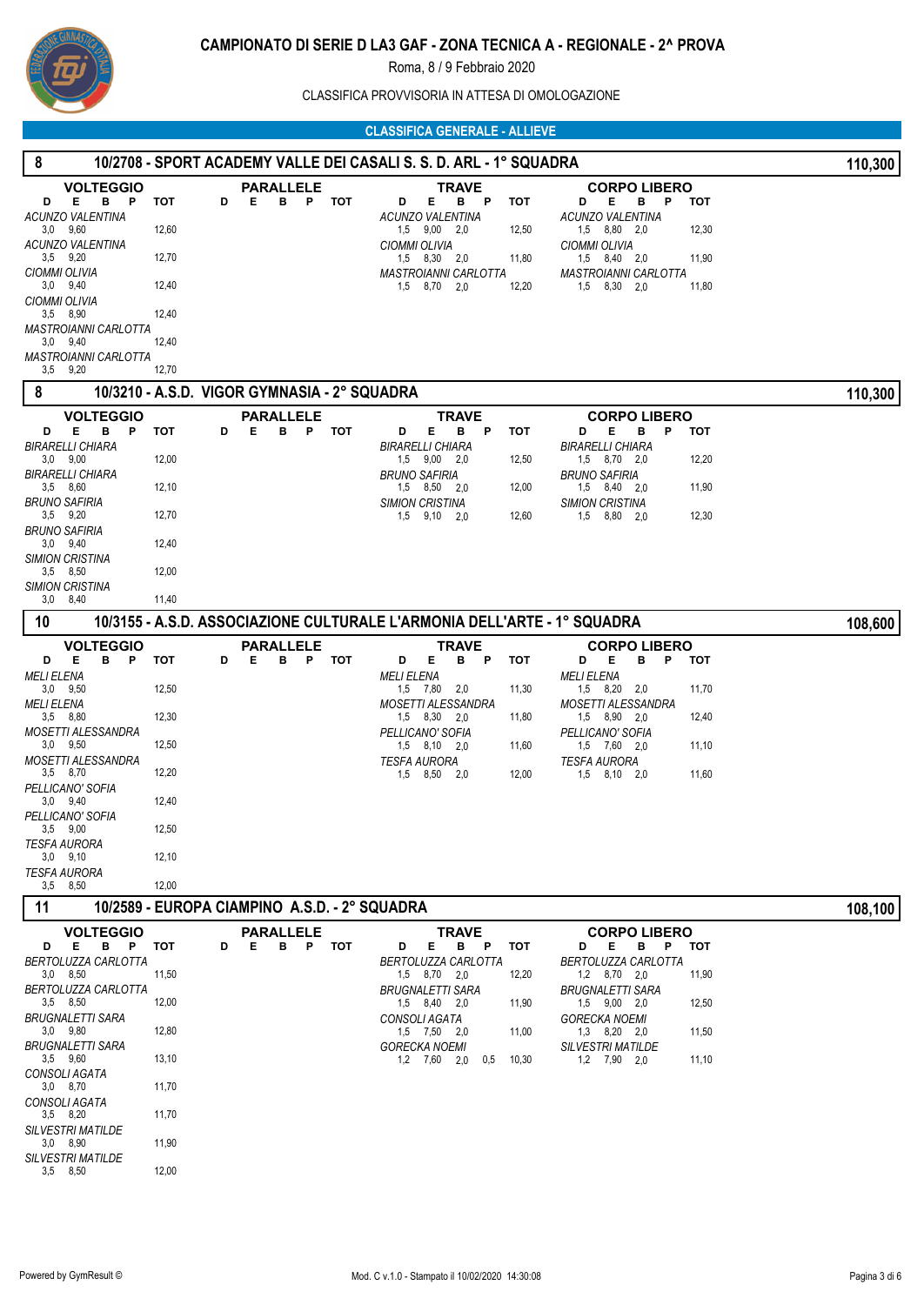# CAMPIONATO DI SERIE D LA3 GAF - ZONA TECNICA A - REGIONALE - 2^ PROVA

Roma, 8 / 9 Febbraio 2020

CLASSIFICA PROVVISORIA IN ATTESA DI OMOLOGAZIONE

## CLASSIFICA GENERALE - ALLIEVE

### 8 — 10/2708 - SPORT ACADEMY VALLE DEI CASALI S. S. D. ARL - 1° SQUADRA — 110,300

**VOLTEGGIO**

| Ginnasta | D | E | B | P | TOT |
|---|---|---|---|---|---|
| ACUNZO VALENTINA | 3,0 | 9,60 | | | 12,60 |
| ACUNZO VALENTINA | 3,5 | 9,20 | | | 12,70 |
| CIOMMI OLIVIA | 3,0 | 9,40 | | | 12,40 |
| CIOMMI OLIVIA | 3,5 | 8,90 | | | 12,40 |
| MASTROIANNI CARLOTTA | 3,0 | 9,40 | | | 12,40 |
| MASTROIANNI CARLOTTA | 3,5 | 9,20 | | | 12,70 |

**PARALLELE**

| D | E | B | P | TOT |
|---|---|---|---|---|

**TRAVE**

| Ginnasta | D | E | B | P | TOT |
|---|---|---|---|---|---|
| ACUNZO VALENTINA | 1,5 | 9,00 | 2,0 | | 12,50 |
| CIOMMI OLIVIA | 1,5 | 8,30 | 2,0 | | 11,80 |
| MASTROIANNI CARLOTTA | 1,5 | 8,70 | 2,0 | | 12,20 |

**CORPO LIBERO**

| Ginnasta | D | E | B | P | TOT |
|---|---|---|---|---|---|
| ACUNZO VALENTINA | 1,5 | 8,80 | 2,0 | | 12,30 |
| CIOMMI OLIVIA | 1,5 | 8,40 | 2,0 | | 11,90 |
| MASTROIANNI CARLOTTA | 1,5 | 8,30 | 2,0 | | 11,80 |

### 8 — 10/3210 - A.S.D. VIGOR GYMNASIA - 2° SQUADRA — 110,300

**VOLTEGGIO**

| Ginnasta | D | E | B | P | TOT |
|---|---|---|---|---|---|
| BIRARELLI CHIARA | 3,0 | 9,00 | | | 12,00 |
| BIRARELLI CHIARA | 3,5 | 8,60 | | | 12,10 |
| BRUNO SAFIRIA | 3,5 | 9,20 | | | 12,70 |
| BRUNO SAFIRIA | 3,0 | 9,40 | | | 12,40 |
| SIMION CRISTINA | 3,5 | 8,50 | | | 12,00 |
| SIMION CRISTINA | 3,0 | 8,40 | | | 11,40 |

**PARALLELE**

| D | E | B | P | TOT |
|---|---|---|---|---|

**TRAVE**

| Ginnasta | D | E | B | P | TOT |
|---|---|---|---|---|---|
| BIRARELLI CHIARA | 1,5 | 9,00 | 2,0 | | 12,50 |
| BRUNO SAFIRIA | 1,5 | 8,50 | 2,0 | | 12,00 |
| SIMION CRISTINA | 1,5 | 9,10 | 2,0 | | 12,60 |

**CORPO LIBERO**

| Ginnasta | D | E | B | P | TOT |
|---|---|---|---|---|---|
| BIRARELLI CHIARA | 1,5 | 8,70 | 2,0 | | 12,20 |
| BRUNO SAFIRIA | 1,5 | 8,40 | 2,0 | | 11,90 |
| SIMION CRISTINA | 1,5 | 8,80 | 2,0 | | 12,30 |

### 10 — 10/3155 - A.S.D. ASSOCIAZIONE CULTURALE L'ARMONIA DELL'ARTE - 1° SQUADRA — 108,600

**VOLTEGGIO**

| Ginnasta | D | E | B | P | TOT |
|---|---|---|---|---|---|
| MELI ELENA | 3,0 | 9,50 | | | 12,50 |
| MELI ELENA | 3,5 | 8,80 | | | 12,30 |
| MOSETTI ALESSANDRA | 3,0 | 9,50 | | | 12,50 |
| MOSETTI ALESSANDRA | 3,5 | 8,70 | | | 12,20 |
| PELLICANO' SOFIA | 3,0 | 9,40 | | | 12,40 |
| PELLICANO' SOFIA | 3,5 | 9,00 | | | 12,50 |
| TESFA AURORA | 3,0 | 9,10 | | | 12,10 |
| TESFA AURORA | 3,5 | 8,50 | | | 12,00 |

**PARALLELE**

| D | E | B | P | TOT |
|---|---|---|---|---|

**TRAVE**

| Ginnasta | D | E | B | P | TOT |
|---|---|---|---|---|---|
| MELI ELENA | 1,5 | 7,80 | 2,0 | | 11,30 |
| MOSETTI ALESSANDRA | 1,5 | 8,30 | 2,0 | | 11,80 |
| PELLICANO' SOFIA | 1,5 | 8,10 | 2,0 | | 11,60 |
| TESFA AURORA | 1,5 | 8,50 | 2,0 | | 12,00 |

**CORPO LIBERO**

| Ginnasta | D | E | B | P | TOT |
|---|---|---|---|---|---|
| MELI ELENA | 1,5 | 8,20 | 2,0 | | 11,70 |
| MOSETTI ALESSANDRA | 1,5 | 8,90 | 2,0 | | 12,40 |
| PELLICANO' SOFIA | 1,5 | 7,60 | 2,0 | | 11,10 |
| TESFA AURORA | 1,5 | 8,10 | 2,0 | | 11,60 |

### 11 — 10/2589 - EUROPA CIAMPINO A.S.D. - 2° SQUADRA — 108,100

**VOLTEGGIO**

| Ginnasta | D | E | B | P | TOT |
|---|---|---|---|---|---|
| BERTOLUZZA CARLOTTA | 3,0 | 8,50 | | | 11,50 |
| BERTOLUZZA CARLOTTA | 3,5 | 8,50 | | | 12,00 |
| BRUGNALETTI SARA | 3,0 | 9,80 | | | 12,80 |
| BRUGNALETTI SARA | 3,5 | 9,60 | | | 13,10 |
| CONSOLI AGATA | 3,0 | 8,70 | | | 11,70 |
| CONSOLI AGATA | 3,5 | 8,20 | | | 11,70 |
| SILVESTRI MATILDE | 3,0 | 8,90 | | | 11,90 |
| SILVESTRI MATILDE | 3,5 | 8,50 | | | 12,00 |

**PARALLELE**

| D | E | B | P | TOT |
|---|---|---|---|---|

**TRAVE**

| Ginnasta | D | E | B | P | TOT |
|---|---|---|---|---|---|
| BERTOLUZZA CARLOTTA | 1,5 | 8,70 | 2,0 | | 12,20 |
| BRUGNALETTI SARA | 1,5 | 8,40 | 2,0 | | 11,90 |
| CONSOLI AGATA | 1,5 | 7,50 | 2,0 | | 11,00 |
| GORECKA NOEMI | 1,2 | 7,60 | 2,0 | 0,5 | 10,30 |

**CORPO LIBERO**

| Ginnasta | D | E | B | P | TOT |
|---|---|---|---|---|---|
| BERTOLUZZA CARLOTTA | 1,2 | 8,70 | 2,0 | | 11,90 |
| BRUGNALETTI SARA | 1,5 | 9,00 | 2,0 | | 12,50 |
| GORECKA NOEMI | 1,3 | 8,20 | 2,0 | | 11,50 |
| SILVESTRI MATILDE | 1,2 | 7,90 | 2,0 | | 11,10 |

Powered by GymResult © — Mod. C v.1.0 - Stampato il 10/02/2020 14:30:08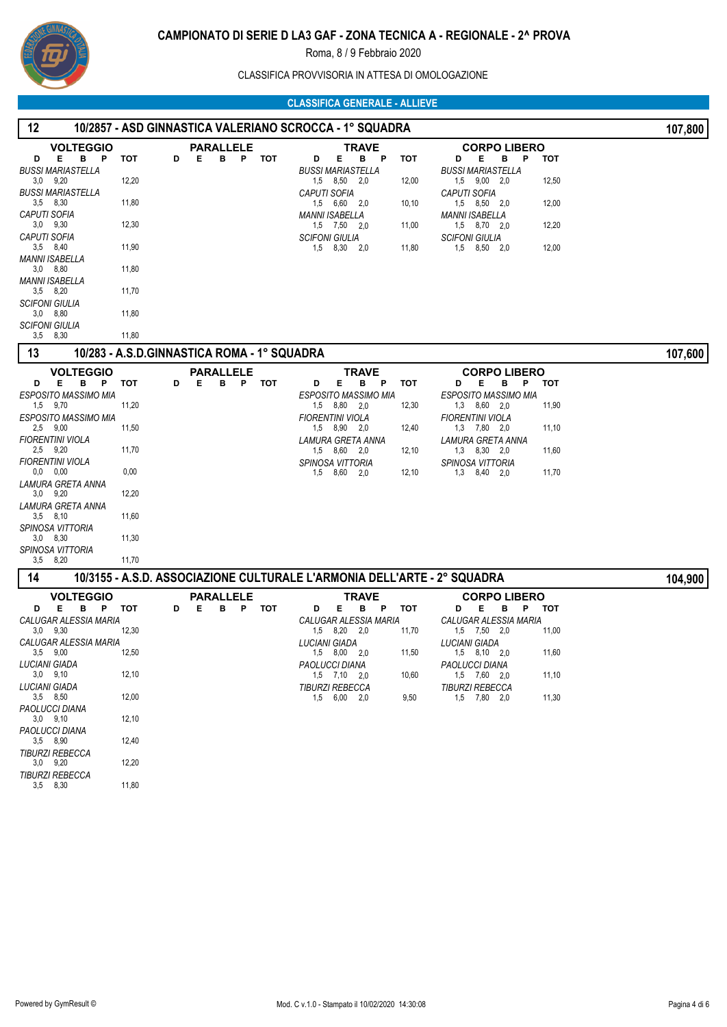# CAMPIONATO DI SERIE D LA3 GAF - ZONA TECNICA A - REGIONALE - 2^ PROVA

Roma, 8 / 9 Febbraio 2020

CLASSIFICA PROVVISORIA IN ATTESA DI OMOLOGAZIONE

## CLASSIFICA GENERALE - ALLIEVE

### 12 — 10/2857 - ASD GINNASTICA VALERIANO SCROCCA - 1° SQUADRA — 107,800

**VOLTEGGIO**

| Ginnasta | D | E | B | P | TOT |
|---|---|---|---|---|---|
| BUSSI MARIASTELLA | 3,0 | 9,20 | | | 12,20 |
| BUSSI MARIASTELLA | 3,5 | 8,30 | | | 11,80 |
| CAPUTI SOFIA | 3,0 | 9,30 | | | 12,30 |
| CAPUTI SOFIA | 3,5 | 8,40 | | | 11,90 |
| MANNI ISABELLA | 3,0 | 8,80 | | | 11,80 |
| MANNI ISABELLA | 3,5 | 8,20 | | | 11,70 |
| SCIFONI GIULIA | 3,0 | 8,80 | | | 11,80 |
| SCIFONI GIULIA | 3,5 | 8,30 | | | 11,80 |

**PARALLELE**

| D | E | B | P | TOT |
|---|---|---|---|---|

**TRAVE**

| Ginnasta | D | E | B | P | TOT |
|---|---|---|---|---|---|
| BUSSI MARIASTELLA | 1,5 | 8,50 | 2,0 | | 12,00 |
| CAPUTI SOFIA | 1,5 | 6,60 | 2,0 | | 10,10 |
| MANNI ISABELLA | 1,5 | 7,50 | 2,0 | | 11,00 |
| SCIFONI GIULIA | 1,5 | 8,30 | 2,0 | | 11,80 |

**CORPO LIBERO**

| Ginnasta | D | E | B | P | TOT |
|---|---|---|---|---|---|
| BUSSI MARIASTELLA | 1,5 | 9,00 | 2,0 | | 12,50 |
| CAPUTI SOFIA | 1,5 | 8,50 | 2,0 | | 12,00 |
| MANNI ISABELLA | 1,5 | 8,70 | 2,0 | | 12,20 |
| SCIFONI GIULIA | 1,5 | 8,50 | 2,0 | | 12,00 |

### 13 — 10/283 - A.S.D.GINNASTICA ROMA - 1° SQUADRA — 107,600

**VOLTEGGIO**

| Ginnasta | D | E | B | P | TOT |
|---|---|---|---|---|---|
| ESPOSITO MASSIMO MIA | 1,5 | 9,70 | | | 11,20 |
| ESPOSITO MASSIMO MIA | 2,5 | 9,00 | | | 11,50 |
| FIORENTINI VIOLA | 2,5 | 9,20 | | | 11,70 |
| FIORENTINI VIOLA | 0,0 | 0,00 | | | 0,00 |
| LAMURA GRETA ANNA | 3,0 | 9,20 | | | 12,20 |
| LAMURA GRETA ANNA | 3,5 | 8,10 | | | 11,60 |
| SPINOSA VITTORIA | 3,0 | 8,30 | | | 11,30 |
| SPINOSA VITTORIA | 3,5 | 8,20 | | | 11,70 |

**PARALLELE**

| D | E | B | P | TOT |
|---|---|---|---|---|

**TRAVE**

| Ginnasta | D | E | B | P | TOT |
|---|---|---|---|---|---|
| ESPOSITO MASSIMO MIA | 1,5 | 8,80 | 2,0 | | 12,30 |
| FIORENTINI VIOLA | 1,5 | 8,90 | 2,0 | | 12,40 |
| LAMURA GRETA ANNA | 1,5 | 8,60 | 2,0 | | 12,10 |
| SPINOSA VITTORIA | 1,5 | 8,60 | 2,0 | | 12,10 |

**CORPO LIBERO**

| Ginnasta | D | E | B | P | TOT |
|---|---|---|---|---|---|
| ESPOSITO MASSIMO MIA | 1,3 | 8,60 | 2,0 | | 11,90 |
| FIORENTINI VIOLA | 1,3 | 7,80 | 2,0 | | 11,10 |
| LAMURA GRETA ANNA | 1,3 | 8,30 | 2,0 | | 11,60 |
| SPINOSA VITTORIA | 1,3 | 8,40 | 2,0 | | 11,70 |

### 14 — 10/3155 - A.S.D. ASSOCIAZIONE CULTURALE L'ARMONIA DELL'ARTE - 2° SQUADRA — 104,900

**VOLTEGGIO**

| Ginnasta | D | E | B | P | TOT |
|---|---|---|---|---|---|
| CALUGAR ALESSIA MARIA | 3,0 | 9,30 | | | 12,30 |
| CALUGAR ALESSIA MARIA | 3,5 | 9,00 | | | 12,50 |
| LUCIANI GIADA | 3,0 | 9,10 | | | 12,10 |
| LUCIANI GIADA | 3,5 | 8,50 | | | 12,00 |
| PAOLUCCI DIANA | 3,0 | 9,10 | | | 12,10 |
| PAOLUCCI DIANA | 3,5 | 8,90 | | | 12,40 |
| TIBURZI REBECCA | 3,0 | 9,20 | | | 12,20 |
| TIBURZI REBECCA | 3,5 | 8,30 | | | 11,80 |

**PARALLELE**

| D | E | B | P | TOT |
|---|---|---|---|---|

**TRAVE**

| Ginnasta | D | E | B | P | TOT |
|---|---|---|---|---|---|
| CALUGAR ALESSIA MARIA | 1,5 | 8,20 | 2,0 | | 11,70 |
| LUCIANI GIADA | 1,5 | 8,00 | 2,0 | | 11,50 |
| PAOLUCCI DIANA | 1,5 | 7,10 | 2,0 | | 10,60 |
| TIBURZI REBECCA | 1,5 | 6,00 | 2,0 | | 9,50 |

**CORPO LIBERO**

| Ginnasta | D | E | B | P | TOT |
|---|---|---|---|---|---|
| CALUGAR ALESSIA MARIA | 1,5 | 7,50 | 2,0 | | 11,00 |
| LUCIANI GIADA | 1,5 | 8,10 | 2,0 | | 11,60 |
| PAOLUCCI DIANA | 1,5 | 7,60 | 2,0 | | 11,10 |
| TIBURZI REBECCA | 1,5 | 7,80 | 2,0 | | 11,30 |

Powered by GymResult © — Mod. C v.1.0 - Stampato il 10/02/2020 14:30:08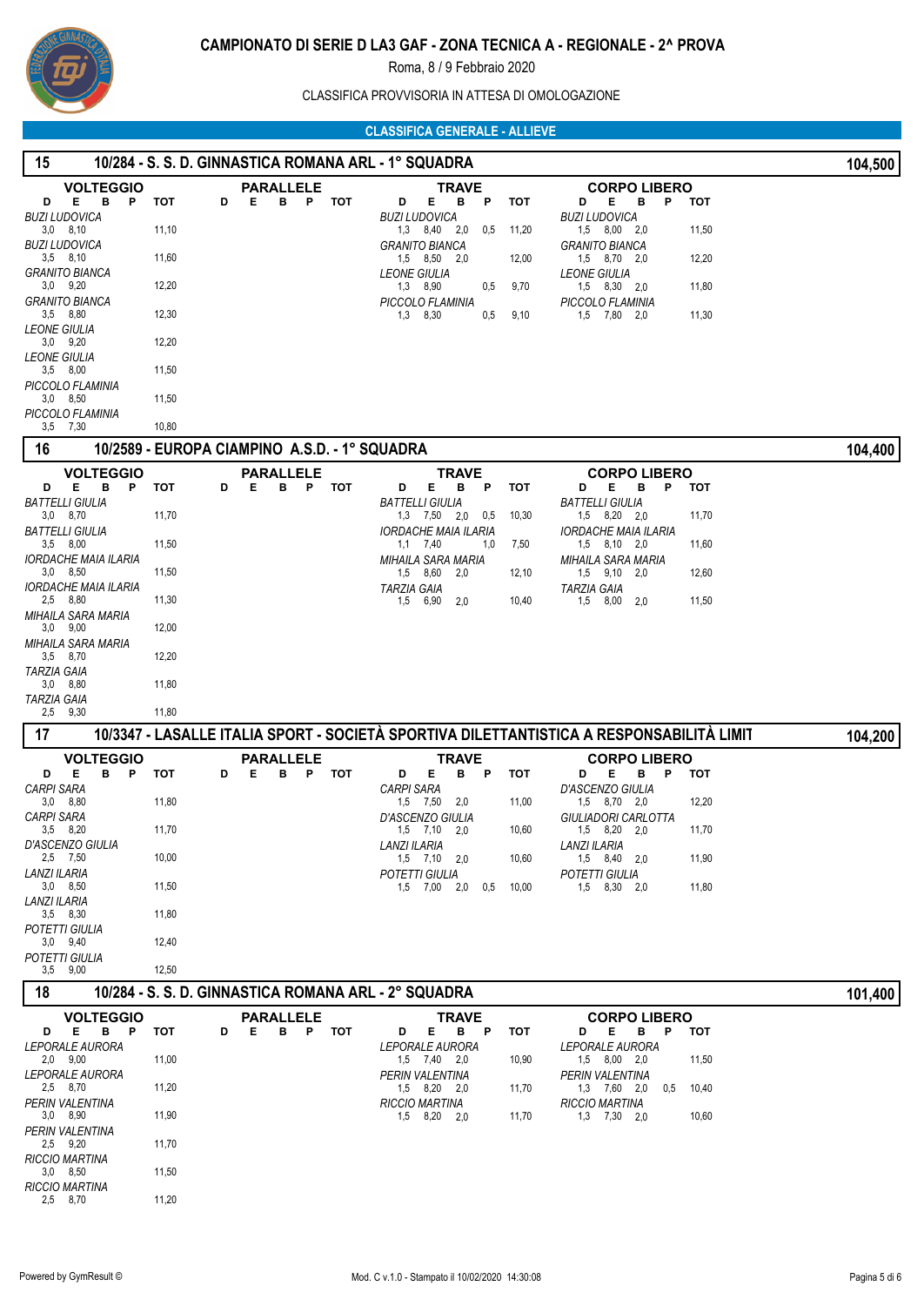# CAMPIONATO DI SERIE D LA3 GAF - ZONA TECNICA A - REGIONALE - 2^ PROVA

Roma, 8 / 9 Febbraio 2020

CLASSIFICA PROVVISORIA IN ATTESA DI OMOLOGAZIONE

## CLASSIFICA GENERALE - ALLIEVE

### 15 — 10/284 - S. S. D. GINNASTICA ROMANA ARL - 1° SQUADRA — 104,500

**VOLTEGGIO**

| Ginnasta | D | E | B | P | TOT |
|---|---|---|---|---|---|
| BUZI LUDOVICA | 3,0 | 8,10 | | | 11,10 |
| BUZI LUDOVICA | 3,5 | 8,10 | | | 11,60 |
| GRANITO BIANCA | 3,0 | 9,20 | | | 12,20 |
| GRANITO BIANCA | 3,5 | 8,80 | | | 12,30 |
| LEONE GIULIA | 3,0 | 9,20 | | | 12,20 |
| LEONE GIULIA | 3,5 | 8,00 | | | 11,50 |
| PICCOLO FLAMINIA | 3,0 | 8,50 | | | 11,50 |
| PICCOLO FLAMINIA | 3,5 | 7,30 | | | 10,80 |

**PARALLELE**

| Ginnasta | D | E | B | P | TOT |
|---|---|---|---|---|---|

**TRAVE**

| Ginnasta | D | E | B | P | TOT |
|---|---|---|---|---|---|
| BUZI LUDOVICA | 1,3 | 8,40 | 2,0 | 0,5 | 11,20 |
| GRANITO BIANCA | 1,5 | 8,50 | 2,0 | | 12,00 |
| LEONE GIULIA | 1,3 | 8,90 | | 0,5 | 9,70 |
| PICCOLO FLAMINIA | 1,3 | 8,30 | | 0,5 | 9,10 |

**CORPO LIBERO**

| Ginnasta | D | E | B | P | TOT |
|---|---|---|---|---|---|
| BUZI LUDOVICA | 1,5 | 8,00 | 2,0 | | 11,50 |
| GRANITO BIANCA | 1,5 | 8,70 | 2,0 | | 12,20 |
| LEONE GIULIA | 1,5 | 8,30 | 2,0 | | 11,80 |
| PICCOLO FLAMINIA | 1,5 | 7,80 | 2,0 | | 11,30 |

### 16 — 10/2589 - EUROPA CIAMPINO A.S.D. - 1° SQUADRA — 104,400

**VOLTEGGIO**

| Ginnasta | D | E | B | P | TOT |
|---|---|---|---|---|---|
| BATTELLI GIULIA | 3,0 | 8,70 | | | 11,70 |
| BATTELLI GIULIA | 3,5 | 8,00 | | | 11,50 |
| IORDACHE MAIA ILARIA | 3,0 | 8,50 | | | 11,50 |
| IORDACHE MAIA ILARIA | 2,5 | 8,80 | | | 11,30 |
| MIHAILA SARA MARIA | 3,0 | 9,00 | | | 12,00 |
| MIHAILA SARA MARIA | 3,5 | 8,70 | | | 12,20 |
| TARZIA GAIA | 3,0 | 8,80 | | | 11,80 |
| TARZIA GAIA | 2,5 | 9,30 | | | 11,80 |

**PARALLELE**

| Ginnasta | D | E | B | P | TOT |
|---|---|---|---|---|---|

**TRAVE**

| Ginnasta | D | E | B | P | TOT |
|---|---|---|---|---|---|
| BATTELLI GIULIA | 1,3 | 7,50 | 2,0 | 0,5 | 10,30 |
| IORDACHE MAIA ILARIA | 1,1 | 7,40 | | 1,0 | 7,50 |
| MIHAILA SARA MARIA | 1,5 | 8,60 | 2,0 | | 12,10 |
| TARZIA GAIA | 1,5 | 6,90 | 2,0 | | 10,40 |

**CORPO LIBERO**

| Ginnasta | D | E | B | P | TOT |
|---|---|---|---|---|---|
| BATTELLI GIULIA | 1,5 | 8,20 | 2,0 | | 11,70 |
| IORDACHE MAIA ILARIA | 1,5 | 8,10 | 2,0 | | 11,60 |
| MIHAILA SARA MARIA | 1,5 | 9,10 | 2,0 | | 12,60 |
| TARZIA GAIA | 1,5 | 8,00 | 2,0 | | 11,50 |

### 17 — 10/3347 - LASALLE ITALIA SPORT - SOCIETÀ SPORTIVA DILETTANTISTICA A RESPONSABILITÀ LIMIT — 104,200

**VOLTEGGIO**

| Ginnasta | D | E | B | P | TOT |
|---|---|---|---|---|---|
| CARPI SARA | 3,0 | 8,80 | | | 11,80 |
| CARPI SARA | 3,5 | 8,20 | | | 11,70 |
| D'ASCENZO GIULIA | 2,5 | 7,50 | | | 10,00 |
| LANZI ILARIA | 3,0 | 8,50 | | | 11,50 |
| LANZI ILARIA | 3,5 | 8,30 | | | 11,80 |
| POTETTI GIULIA | 3,0 | 9,40 | | | 12,40 |
| POTETTI GIULIA | 3,5 | 9,00 | | | 12,50 |

**PARALLELE**

| Ginnasta | D | E | B | P | TOT |
|---|---|---|---|---|---|

**TRAVE**

| Ginnasta | D | E | B | P | TOT |
|---|---|---|---|---|---|
| CARPI SARA | 1,5 | 7,50 | 2,0 | | 11,00 |
| D'ASCENZO GIULIA | 1,5 | 7,10 | 2,0 | | 10,60 |
| LANZI ILARIA | 1,5 | 7,10 | 2,0 | | 10,60 |
| POTETTI GIULIA | 1,5 | 7,00 | 2,0 | 0,5 | 10,00 |

**CORPO LIBERO**

| Ginnasta | D | E | B | P | TOT |
|---|---|---|---|---|---|
| D'ASCENZO GIULIA | 1,5 | 8,70 | 2,0 | | 12,20 |
| GIULIADORI CARLOTTA | 1,5 | 8,20 | 2,0 | | 11,70 |
| LANZI ILARIA | 1,5 | 8,40 | 2,0 | | 11,90 |
| POTETTI GIULIA | 1,5 | 8,30 | 2,0 | | 11,80 |

### 18 — 10/284 - S. S. D. GINNASTICA ROMANA ARL - 2° SQUADRA — 101,400

**VOLTEGGIO**

| Ginnasta | D | E | B | P | TOT |
|---|---|---|---|---|---|
| LEPORALE AURORA | 2,0 | 9,00 | | | 11,00 |
| LEPORALE AURORA | 2,5 | 8,70 | | | 11,20 |
| PERIN VALENTINA | 3,0 | 8,90 | | | 11,90 |
| PERIN VALENTINA | 2,5 | 9,20 | | | 11,70 |
| RICCIO MARTINA | 3,0 | 8,50 | | | 11,50 |
| RICCIO MARTINA | 2,5 | 8,70 | | | 11,20 |

**PARALLELE**

| Ginnasta | D | E | B | P | TOT |
|---|---|---|---|---|---|

**TRAVE**

| Ginnasta | D | E | B | P | TOT |
|---|---|---|---|---|---|
| LEPORALE AURORA | 1,5 | 7,40 | 2,0 | | 10,90 |
| PERIN VALENTINA | 1,5 | 8,20 | 2,0 | | 11,70 |
| RICCIO MARTINA | 1,5 | 8,20 | 2,0 | | 11,70 |

**CORPO LIBERO**

| Ginnasta | D | E | B | P | TOT |
|---|---|---|---|---|---|
| LEPORALE AURORA | 1,5 | 8,00 | 2,0 | | 11,50 |
| PERIN VALENTINA | 1,3 | 7,60 | 2,0 | 0,5 | 10,40 |
| RICCIO MARTINA | 1,3 | 7,30 | 2,0 | | 10,60 |

Powered by GymResult © — Mod. C v.1.0 - Stampato il 10/02/2020 14:30:08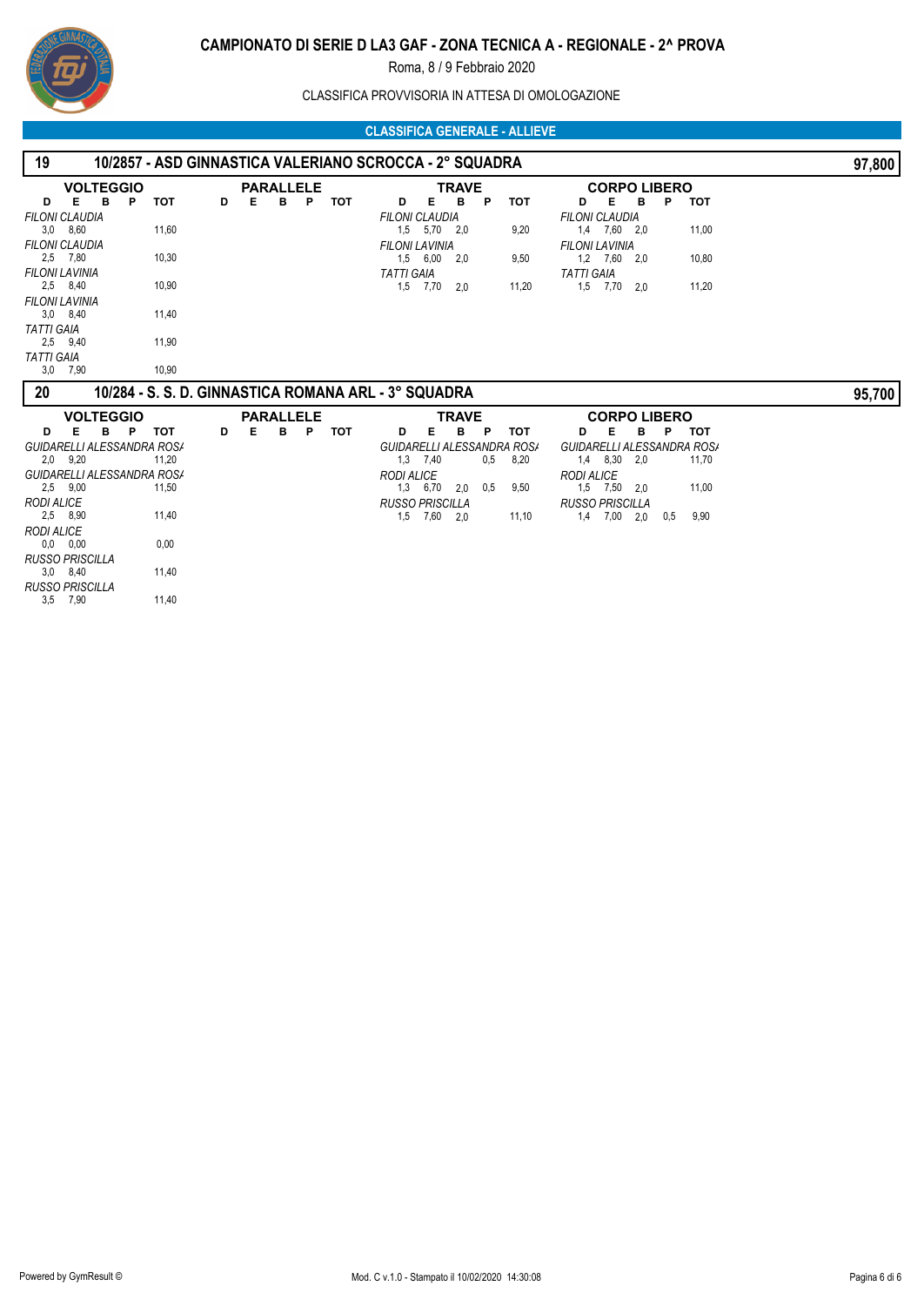# CAMPIONATO DI SERIE D LA3 GAF - ZONA TECNICA A - REGIONALE - 2^ PROVA

Roma, 8 / 9 Febbraio 2020

CLASSIFICA PROVVISORIA IN ATTESA DI OMOLOGAZIONE

## CLASSIFICA GENERALE - ALLIEVE

### 19 — 10/2857 - ASD GINNASTICA VALERIANO SCROCCA - 2° SQUADRA — 97,800

**VOLTEGGIO**

| Ginnasta | D | E | B | P | TOT |
|---|---|---|---|---|---|
| *FILONI CLAUDIA* | 3,0 | 8,60 | | | 11,60 |
| *FILONI CLAUDIA* | 2,5 | 7,80 | | | 10,30 |
| *FILONI LAVINIA* | 2,5 | 8,40 | | | 10,90 |
| *FILONI LAVINIA* | 3,0 | 8,40 | | | 11,40 |
| *TATTI GAIA* | 2,5 | 9,40 | | | 11,90 |
| *TATTI GAIA* | 3,0 | 7,90 | | | 10,90 |

**PARALLELE**

| D | E | B | P | TOT |
|---|---|---|---|---|

**TRAVE**

| Ginnasta | D | E | B | P | TOT |
|---|---|---|---|---|---|
| *FILONI CLAUDIA* | 1,5 | 5,70 | 2,0 | | 9,20 |
| *FILONI LAVINIA* | 1,5 | 6,00 | 2,0 | | 9,50 |
| *TATTI GAIA* | 1,5 | 7,70 | 2,0 | | 11,20 |

**CORPO LIBERO**

| Ginnasta | D | E | B | P | TOT |
|---|---|---|---|---|---|
| *FILONI CLAUDIA* | 1,4 | 7,60 | 2,0 | | 11,00 |
| *FILONI LAVINIA* | 1,2 | 7,60 | 2,0 | | 10,80 |
| *TATTI GAIA* | 1,5 | 7,70 | 2,0 | | 11,20 |

### 20 — 10/284 - S. S. D. GINNASTICA ROMANA ARL - 3° SQUADRA — 95,700

**VOLTEGGIO**

| Ginnasta | D | E | B | P | TOT |
|---|---|---|---|---|---|
| *GUIDARELLI ALESSANDRA ROSA* | 2,0 | 9,20 | | | 11,20 |
| *GUIDARELLI ALESSANDRA ROSA* | 2,5 | 9,00 | | | 11,50 |
| *RODI ALICE* | 2,5 | 8,90 | | | 11,40 |
| *RODI ALICE* | 0,0 | 0,00 | | | 0,00 |
| *RUSSO PRISCILLA* | 3,0 | 8,40 | | | 11,40 |
| *RUSSO PRISCILLA* | 3,5 | 7,90 | | | 11,40 |

**PARALLELE**

| D | E | B | P | TOT |
|---|---|---|---|---|

**TRAVE**

| Ginnasta | D | E | B | P | TOT |
|---|---|---|---|---|---|
| *GUIDARELLI ALESSANDRA ROSA* | 1,3 | 7,40 | | 0,5 | 8,20 |
| *RODI ALICE* | 1,3 | 6,70 | 2,0 | 0,5 | 9,50 |
| *RUSSO PRISCILLA* | 1,5 | 7,60 | 2,0 | | 11,10 |

**CORPO LIBERO**

| Ginnasta | D | E | B | P | TOT |
|---|---|---|---|---|---|
| *GUIDARELLI ALESSANDRA ROSA* | 1,4 | 8,30 | 2,0 | | 11,70 |
| *RODI ALICE* | 1,5 | 7,50 | 2,0 | | 11,00 |
| *RUSSO PRISCILLA* | 1,4 | 7,00 | 2,0 | 0,5 | 9,90 |

Powered by GymResult © — Mod. C v.1.0 - Stampato il 10/02/2020 14:30:08